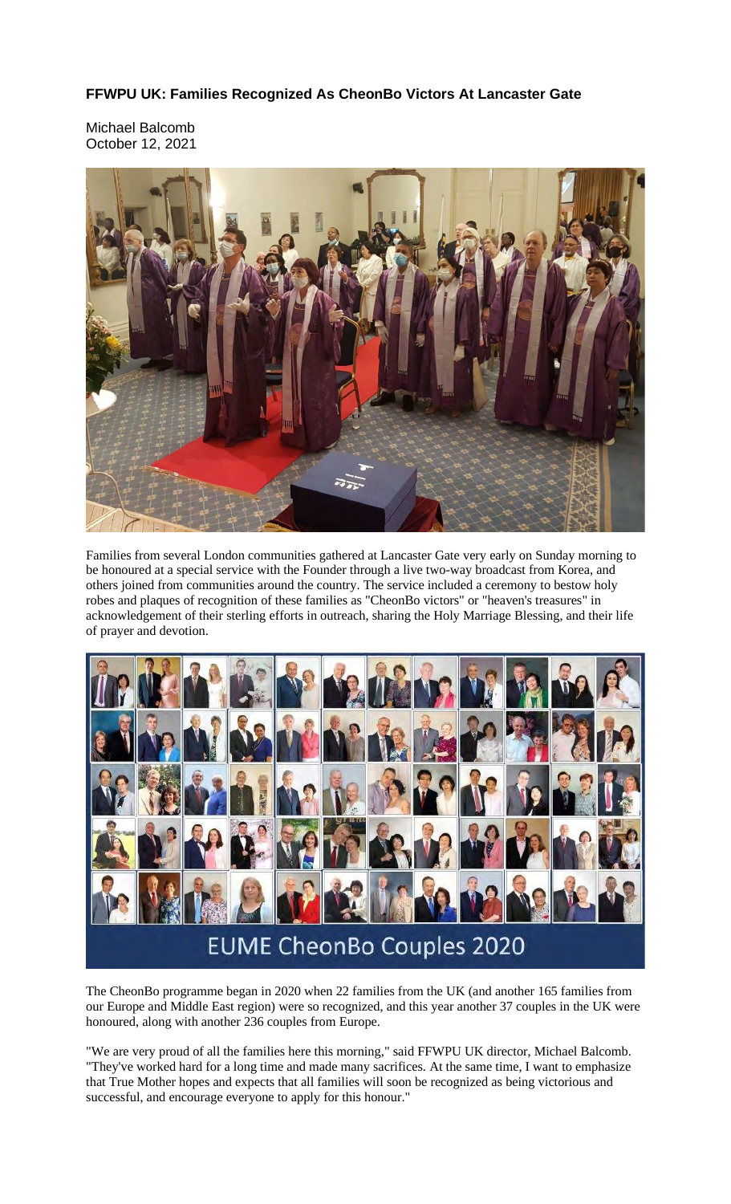**FFWPU UK: Families Recognized As CheonBo Victors At Lancaster Gate**

Michael Balcomb
October 12, 2021

Families from several London communities gathered at Lancaster Gate very early on Sunday morning to be honoured at a special service with the Founder through a live two-way broadcast from Korea, and others joined from communities around the country. The service included a ceremony to bestow holy robes and plaques of recognition of these families as "CheonBo victors" or "heaven's treasures" in acknowledgement of their sterling efforts in outreach, sharing the Holy Marriage Blessing, and their life of prayer and devotion.

EUME CheonBo Couples 2020

The CheonBo programme began in 2020 when 22 families from the UK (and another 165 families from our Europe and Middle East region) were so recognized, and this year another 37 couples in the UK were honoured, along with another 236 couples from Europe.

"We are very proud of all the families here this morning," said FFWPU UK director, Michael Balcomb. "They've worked hard for a long time and made many sacrifices. At the same time, I want to emphasize that True Mother hopes and expects that all families will soon be recognized as being victorious and successful, and encourage everyone to apply for this honour."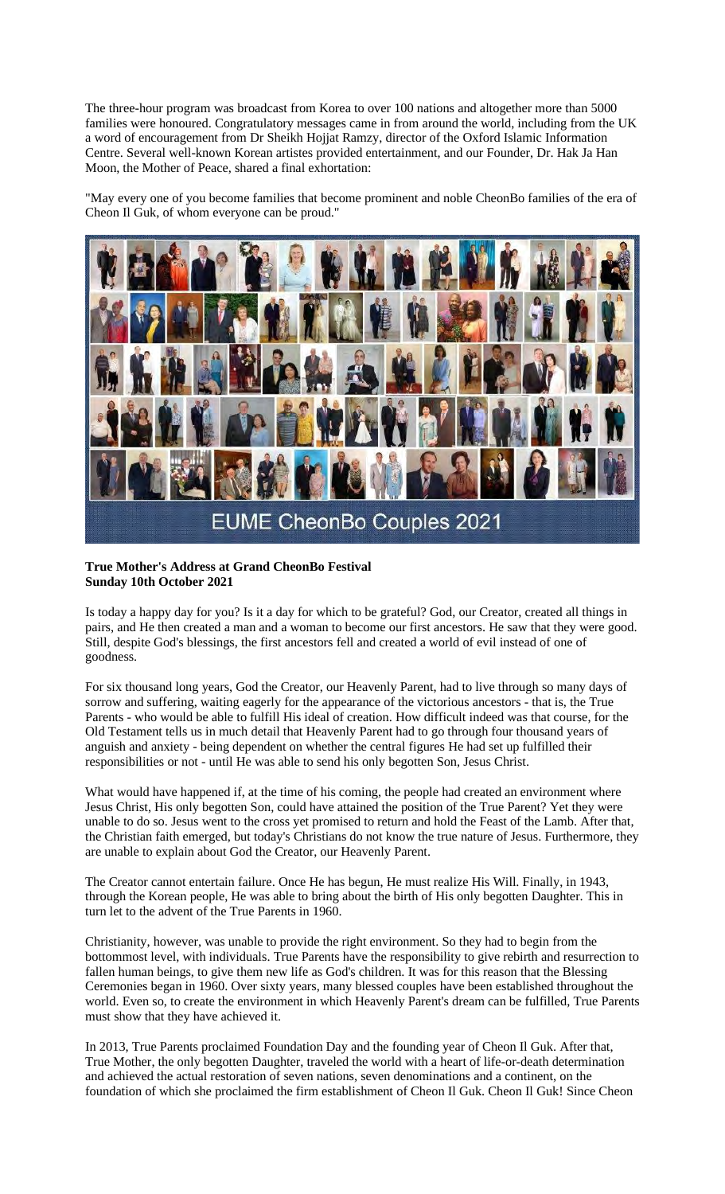The three-hour program was broadcast from Korea to over 100 nations and altogether more than 5000 families were honoured. Congratulatory messages came in from around the world, including from the UK a word of encouragement from Dr Sheikh Hojjat Ramzy, director of the Oxford Islamic Information Centre. Several well-known Korean artistes provided entertainment, and our Founder, Dr. Hak Ja Han Moon, the Mother of Peace, shared a final exhortation:

"May every one of you become families that become prominent and noble CheonBo families of the era of Cheon Il Guk, of whom everyone can be proud."

EUME CheonBo Couples 2021

**True Mother's Address at Grand CheonBo Festival**
**Sunday 10th October 2021**

Is today a happy day for you? Is it a day for which to be grateful? God, our Creator, created all things in pairs, and He then created a man and a woman to become our first ancestors. He saw that they were good. Still, despite God's blessings, the first ancestors fell and created a world of evil instead of one of goodness.

For six thousand long years, God the Creator, our Heavenly Parent, had to live through so many days of sorrow and suffering, waiting eagerly for the appearance of the victorious ancestors - that is, the True Parents - who would be able to fulfill His ideal of creation. How difficult indeed was that course, for the Old Testament tells us in much detail that Heavenly Parent had to go through four thousand years of anguish and anxiety - being dependent on whether the central figures He had set up fulfilled their responsibilities or not - until He was able to send his only begotten Son, Jesus Christ.

What would have happened if, at the time of his coming, the people had created an environment where Jesus Christ, His only begotten Son, could have attained the position of the True Parent? Yet they were unable to do so. Jesus went to the cross yet promised to return and hold the Feast of the Lamb. After that, the Christian faith emerged, but today's Christians do not know the true nature of Jesus. Furthermore, they are unable to explain about God the Creator, our Heavenly Parent.

The Creator cannot entertain failure. Once He has begun, He must realize His Will. Finally, in 1943, through the Korean people, He was able to bring about the birth of His only begotten Daughter. This in turn let to the advent of the True Parents in 1960.

Christianity, however, was unable to provide the right environment. So they had to begin from the bottommost level, with individuals. True Parents have the responsibility to give rebirth and resurrection to fallen human beings, to give them new life as God's children. It was for this reason that the Blessing Ceremonies began in 1960. Over sixty years, many blessed couples have been established throughout the world. Even so, to create the environment in which Heavenly Parent's dream can be fulfilled, True Parents must show that they have achieved it.

In 2013, True Parents proclaimed Foundation Day and the founding year of Cheon Il Guk. After that, True Mother, the only begotten Daughter, traveled the world with a heart of life-or-death determination and achieved the actual restoration of seven nations, seven denominations and a continent, on the foundation of which she proclaimed the firm establishment of Cheon Il Guk. Cheon Il Guk! Since Cheon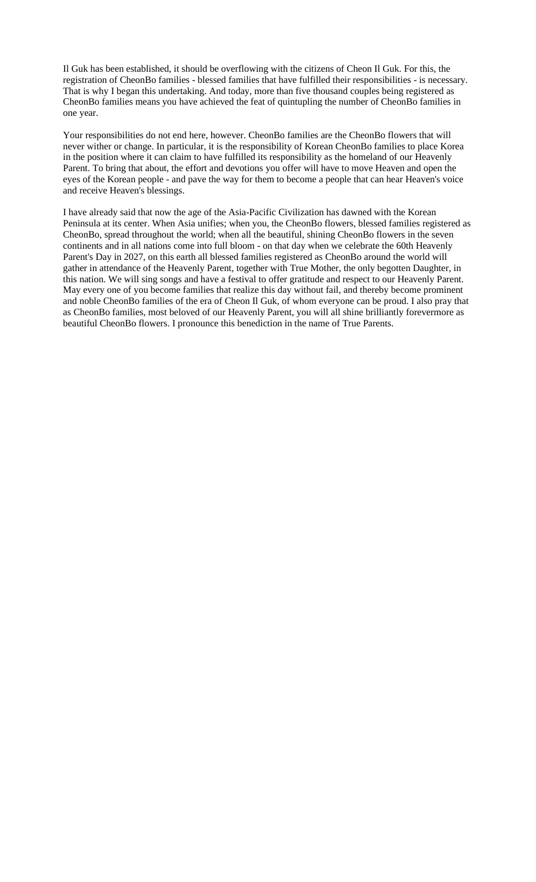Il Guk has been established, it should be overflowing with the citizens of Cheon Il Guk. For this, the registration of CheonBo families - blessed families that have fulfilled their responsibilities - is necessary. That is why I began this undertaking. And today, more than five thousand couples being registered as CheonBo families means you have achieved the feat of quintupling the number of CheonBo families in one year.

Your responsibilities do not end here, however. CheonBo families are the CheonBo flowers that will never wither or change. In particular, it is the responsibility of Korean CheonBo families to place Korea in the position where it can claim to have fulfilled its responsibility as the homeland of our Heavenly Parent. To bring that about, the effort and devotions you offer will have to move Heaven and open the eyes of the Korean people - and pave the way for them to become a people that can hear Heaven's voice and receive Heaven's blessings.

I have already said that now the age of the Asia-Pacific Civilization has dawned with the Korean Peninsula at its center. When Asia unifies; when you, the CheonBo flowers, blessed families registered as CheonBo, spread throughout the world; when all the beautiful, shining CheonBo flowers in the seven continents and in all nations come into full bloom - on that day when we celebrate the 60th Heavenly Parent's Day in 2027, on this earth all blessed families registered as CheonBo around the world will gather in attendance of the Heavenly Parent, together with True Mother, the only begotten Daughter, in this nation. We will sing songs and have a festival to offer gratitude and respect to our Heavenly Parent. May every one of you become families that realize this day without fail, and thereby become prominent and noble CheonBo families of the era of Cheon Il Guk, of whom everyone can be proud. I also pray that as CheonBo families, most beloved of our Heavenly Parent, you will all shine brilliantly forevermore as beautiful CheonBo flowers. I pronounce this benediction in the name of True Parents.